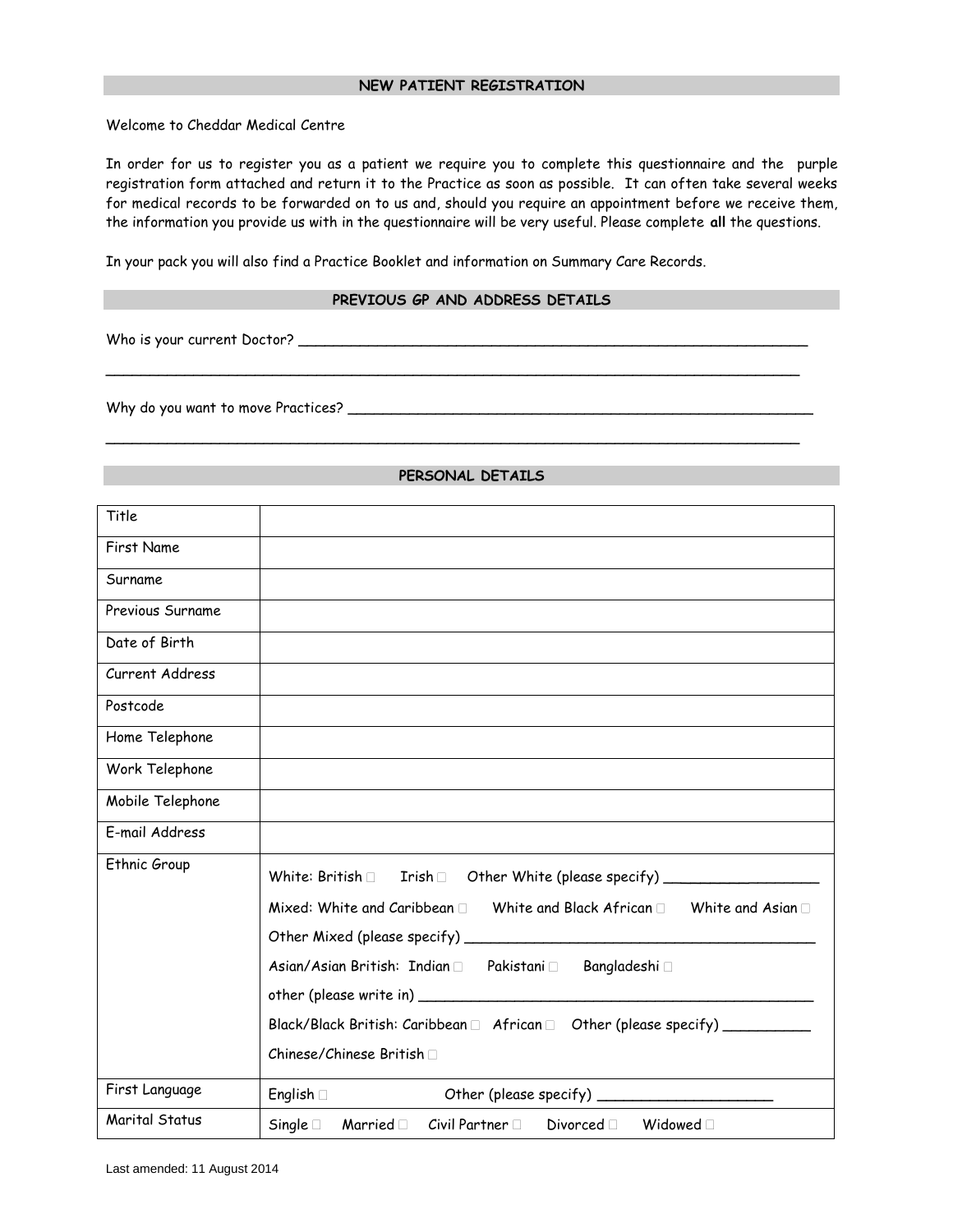## NEW PATIENT REGISTRATION

Welcome to Cheddar Medical Centre

In order for us to register you as a patient we require you to complete this questionnaire and the purple registration form attached and return it to the Practice as soon as possible. It can often take several weeks for medical records to be forwarded on to us and, should you require an appointment before we receive them, the information you provide us with in the questionnaire will be very useful. Please complete **all** the questions.

In your pack you will also find a Practice Booklet and information on Summary Care Records.

## PREVIOUS GP AND ADDRESS DETAILS

Who is your current Doctor? ______________________________________________________________

______________________________________________________________________________________

Why do you want to move Practices? ______________________________________________________

______________________________________________________________________________________

## PERSONAL DETAILS

| Title | |
|---|---|
| First Name | |
| Surname | |
| Previous Surname | |
| Date of Birth | |
| Current Address | |
| Postcode | |
| Home Telephone | |
| Work Telephone | |
| Mobile Telephone | |
| E-mail Address | |
| Ethnic Group | White: British ☐ Irish ☐ Other White (please specify) __________________<br>Mixed: White and Caribbean ☐ White and Black African ☐ White and Asian ☐<br>Other Mixed (please specify) ______________________________________<br>Asian/Asian British: Indian ☐ Pakistani ☐ Bangladeshi ☐<br>other (please write in) ____________________________________________<br>Black/Black British: Caribbean ☐ African ☐ Other (please specify) __________<br>Chinese/Chinese British ☐ |
| First Language | English ☐ Other (please specify) ____________________ |
| Marital Status | Single ☐ Married ☐ Civil Partner ☐ Divorced ☐ Widowed ☐ |

Last amended: 11 August 2014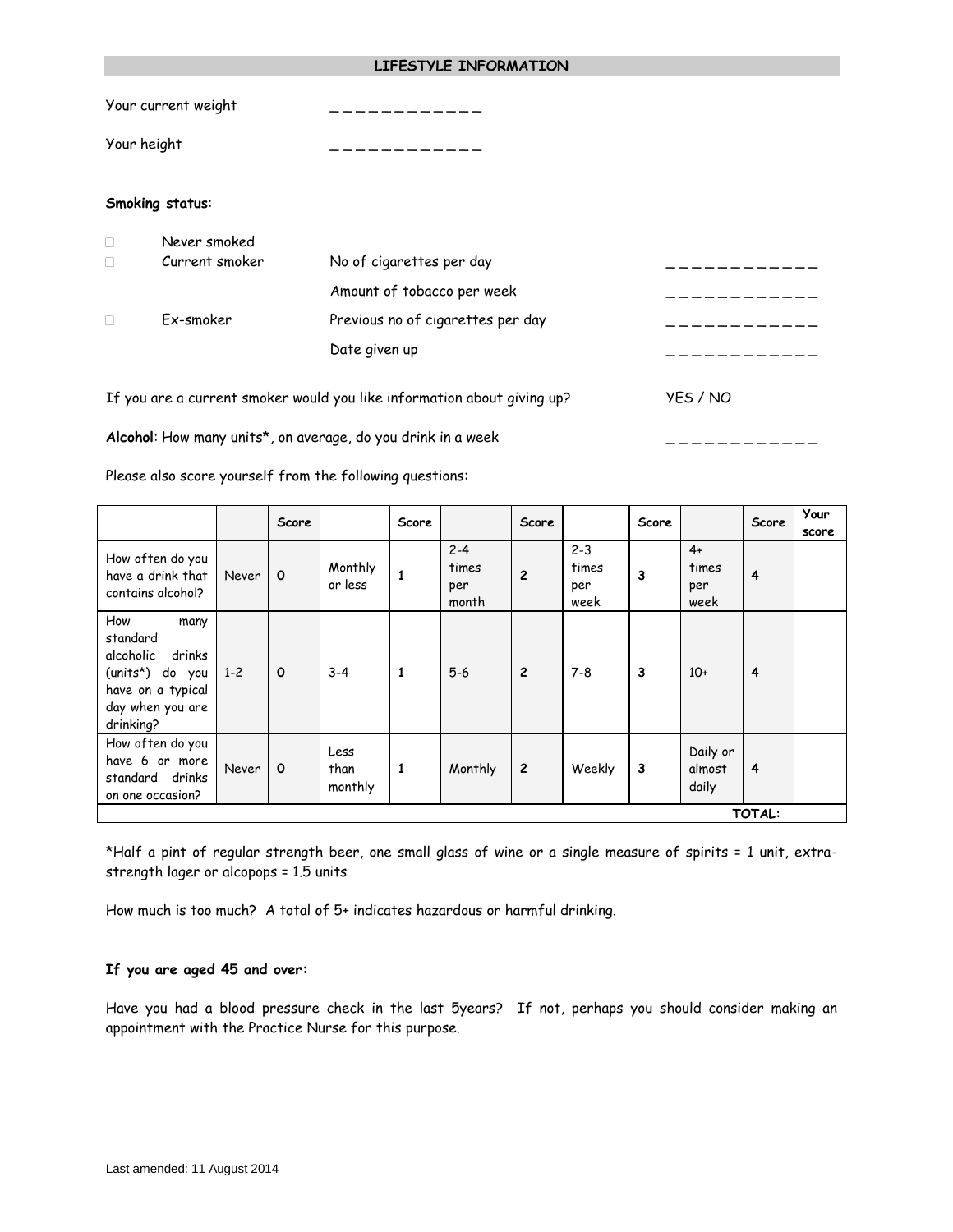## LIFESTYLE INFORMATION

Your current weight ____________

Your height ____________

**Smoking status**:

| | | | |
|---|---|---|---|
| ☐ | Never smoked | | |
| ☐ | Current smoker | No of cigarettes per day | ____________ |
| | | Amount of tobacco per week | ____________ |
| ☐ | Ex-smoker | Previous no of cigarettes per day | ____________ |
| | | Date given up | ____________ |

If you are a current smoker would you like information about giving up? YES / NO

**Alcohol**: How many units*, on average, do you drink in a week ____________

Please also score yourself from the following questions:

| | | Score | | Score | | Score | | Score | | Score | Your score |
|---|---|---|---|---|---|---|---|---|---|---|---|
| How often do you have a drink that contains alcohol? | Never | 0 | Monthly or less | 1 | 2-4 times per month | 2 | 2-3 times per week | 3 | 4+ times per week | 4 | |
| How many standard alcoholic drinks (units*) do you have on a typical day when you are drinking? | 1-2 | 0 | 3-4 | 1 | 5-6 | 2 | 7-8 | 3 | 10+ | 4 | |
| How often do you have 6 or more standard drinks on one occasion? | Never | 0 | Less than monthly | 1 | Monthly | 2 | Weekly | 3 | Daily or almost daily | 4 | |
| | | | | | | | | | | TOTAL: | |

*Half a pint of regular strength beer, one small glass of wine or a single measure of spirits = 1 unit, extra-strength lager or alcopops = 1.5 units

How much is too much? A total of 5+ indicates hazardous or harmful drinking.

**If you are aged 45 and over:**

Have you had a blood pressure check in the last 5years? If not, perhaps you should consider making an appointment with the Practice Nurse for this purpose.

Last amended: 11 August 2014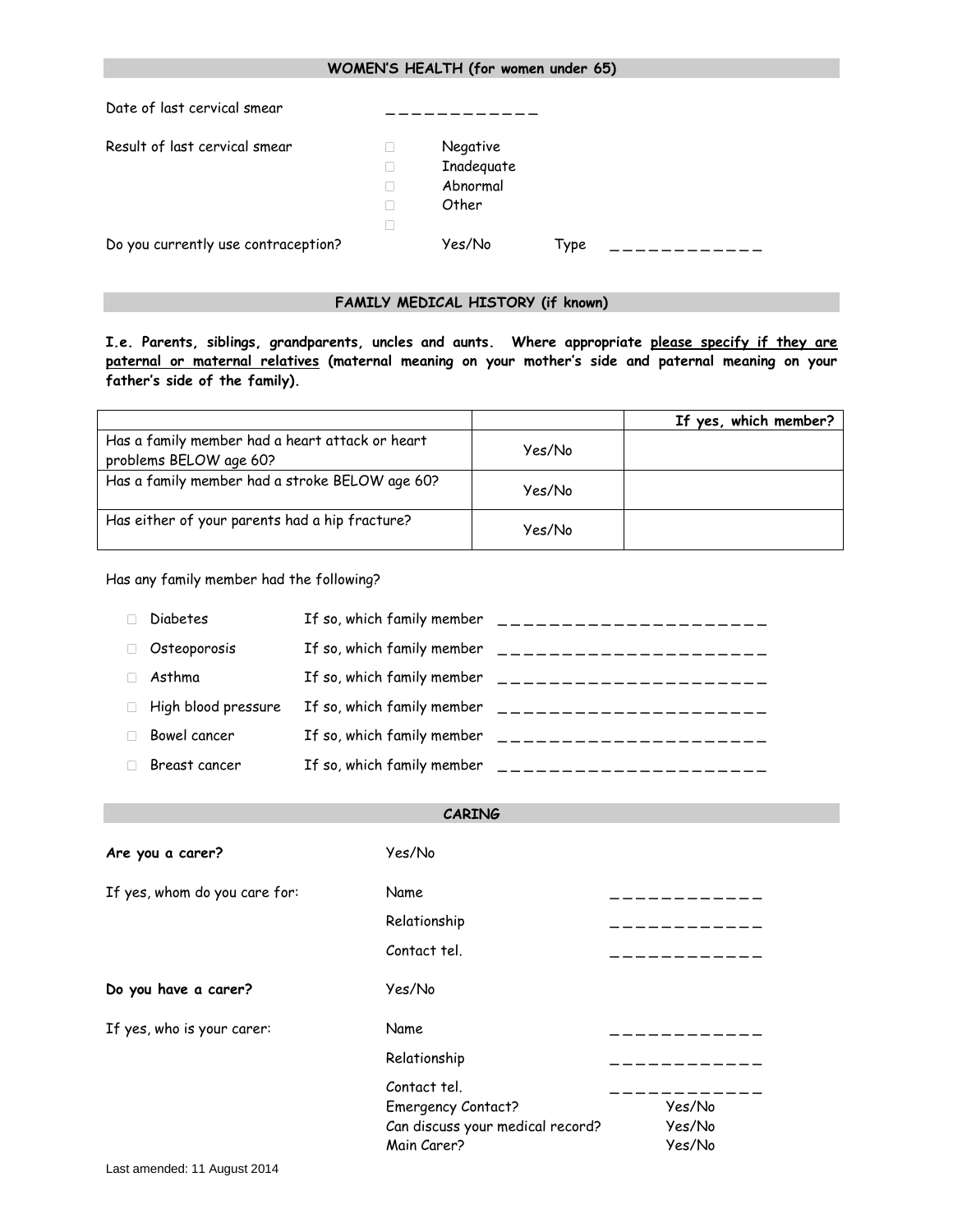## WOMEN'S HEALTH (for women under 65)

Date of last cervical smear ____________

Result of last cervical smear

- ☐ Negative
- ☐ Inadequate
- ☐ Abnormal
- ☐ Other
- ☐

Do you currently use contraception? Yes/No Type ____________

## FAMILY MEDICAL HISTORY (if known)

**I.e. Parents, siblings, grandparents, uncles and aunts. Where appropriate <u>please specify if they are paternal or maternal relatives</u> (maternal meaning on your mother's side and paternal meaning on your father's side of the family).**

| | | **If yes, which member?** |
|---|---|---|
| Has a family member had a heart attack or heart problems BELOW age 60? | Yes/No | |
| Has a family member had a stroke BELOW age 60? | Yes/No | |
| Has either of your parents had a hip fracture? | Yes/No | |

Has any family member had the following?

- ☐ Diabetes If so, which family member _____________________
- ☐ Osteoporosis If so, which family member _____________________
- ☐ Asthma If so, which family member _____________________
- ☐ High blood pressure If so, which family member _____________________
- ☐ Bowel cancer If so, which family member _____________________
- ☐ Breast cancer If so, which family member _____________________

## CARING

**Are you a carer?** Yes/No

If yes, whom do you care for:
- Name ____________
- Relationship ____________
- Contact tel. ____________

**Do you have a carer?** Yes/No

If yes, who is your carer:
- Name ____________
- Relationship ____________
- Contact tel. ____________
- Emergency Contact? Yes/No
- Can discuss your medical record? Yes/No
- Main Carer? Yes/No

Last amended: 11 August 2014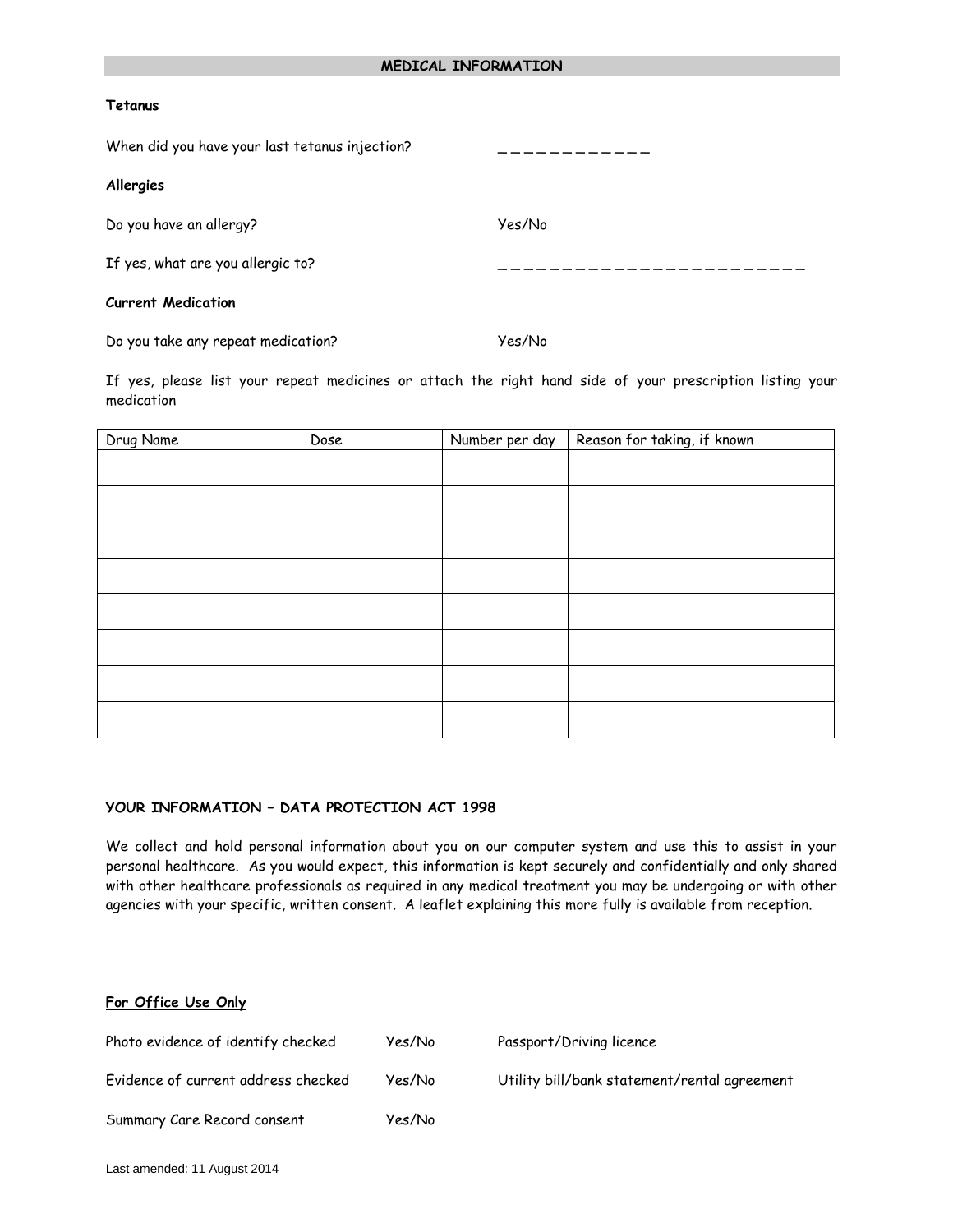## MEDICAL INFORMATION

**Tetanus**

When did you have your last tetanus injection? ____________

**Allergies**

Do you have an allergy? Yes/No

If yes, what are you allergic to? ________________________

**Current Medication**

Do you take any repeat medication? Yes/No

If yes, please list your repeat medicines or attach the right hand side of your prescription listing your medication

| Drug Name | Dose | Number per day | Reason for taking, if known |
|---|---|---|---|
| | | | |
| | | | |
| | | | |
| | | | |
| | | | |
| | | | |
| | | | |
| | | | |

**YOUR INFORMATION – DATA PROTECTION ACT 1998**

We collect and hold personal information about you on our computer system and use this to assist in your personal healthcare. As you would expect, this information is kept securely and confidentially and only shared with other healthcare professionals as required in any medical treatment you may be undergoing or with other agencies with your specific, written consent. A leaflet explaining this more fully is available from reception.

**For Office Use Only**

Photo evidence of identify checked Yes/No Passport/Driving licence

Evidence of current address checked Yes/No Utility bill/bank statement/rental agreement

Summary Care Record consent Yes/No

Last amended: 11 August 2014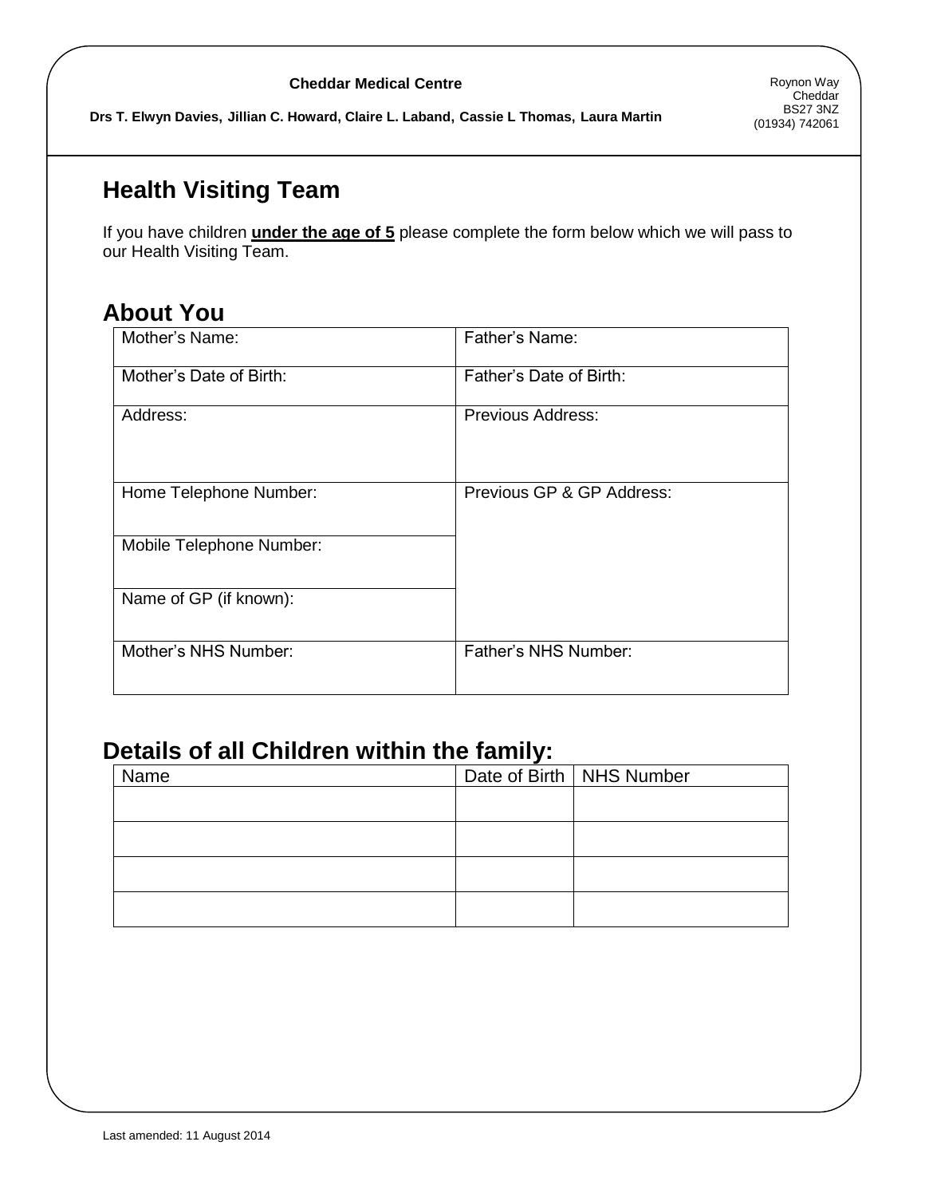**Cheddar Medical Centre**

**Drs T. Elwyn Davies, Jillian C. Howard, Claire L. Laband, Cassie L Thomas, Laura Martin**

Roynon Way
Cheddar
BS27 3NZ
(01934) 742061

## Health Visiting Team

If you have children **under the age of 5** please complete the form below which we will pass to our Health Visiting Team.

## About You

| | |
|---|---|
| Mother's Name: | Father's Name: |
| Mother's Date of Birth: | Father's Date of Birth: |
| Address: | Previous Address: |
| Home Telephone Number: | Previous GP & GP Address: |
| Mobile Telephone Number: | |
| Name of GP (if known): | |
| Mother's NHS Number: | Father's NHS Number: |

## Details of all Children within the family:

| Name | Date of Birth | NHS Number |
|---|---|---|
| | | |
| | | |
| | | |
| | | |

Last amended: 11 August 2014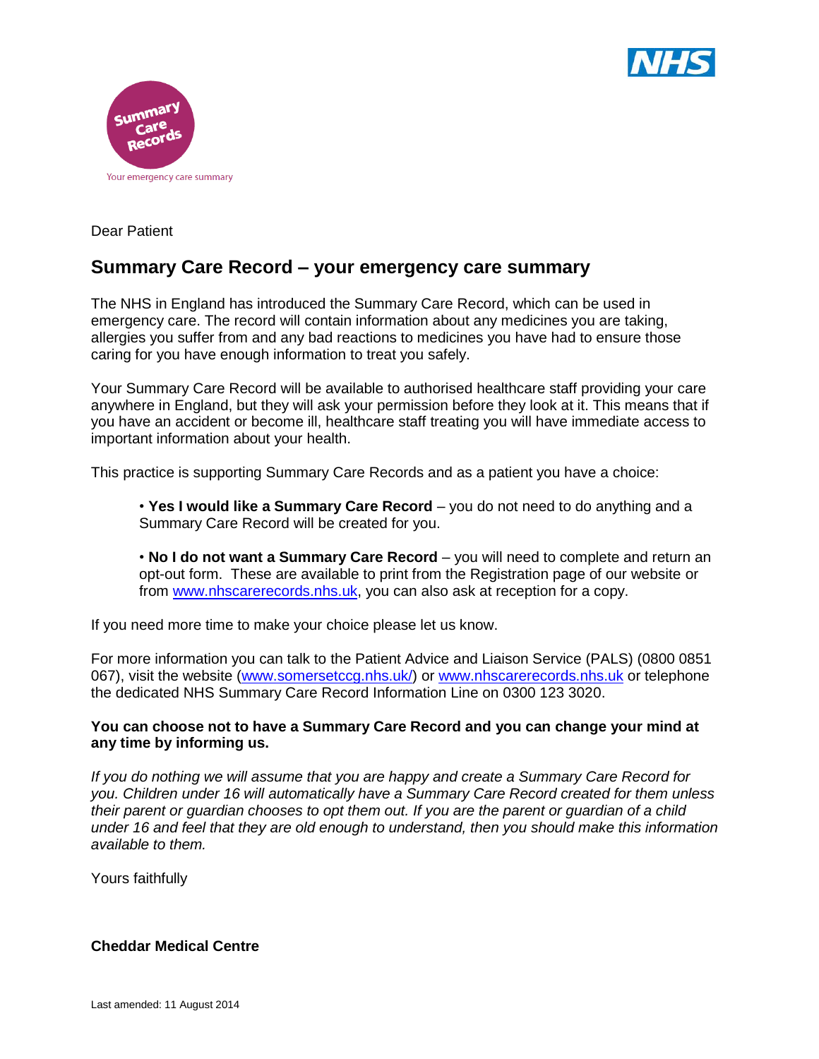Summary Care Records

Your emergency care summary

Dear Patient

## Summary Care Record – your emergency care summary

The NHS in England has introduced the Summary Care Record, which can be used in emergency care. The record will contain information about any medicines you are taking, allergies you suffer from and any bad reactions to medicines you have had to ensure those caring for you have enough information to treat you safely.

Your Summary Care Record will be available to authorised healthcare staff providing your care anywhere in England, but they will ask your permission before they look at it. This means that if you have an accident or become ill, healthcare staff treating you will have immediate access to important information about your health.

This practice is supporting Summary Care Records and as a patient you have a choice:

- **Yes I would like a Summary Care Record** – you do not need to do anything and a Summary Care Record will be created for you.
- **No I do not want a Summary Care Record** – you will need to complete and return an opt-out form. These are available to print from the Registration page of our website or from www.nhscarerecords.nhs.uk, you can also ask at reception for a copy.

If you need more time to make your choice please let us know.

For more information you can talk to the Patient Advice and Liaison Service (PALS) (0800 0851 067), visit the website (www.somersetccg.nhs.uk/) or www.nhscarerecords.nhs.uk or telephone the dedicated NHS Summary Care Record Information Line on 0300 123 3020.

**You can choose not to have a Summary Care Record and you can change your mind at any time by informing us.**

*If you do nothing we will assume that you are happy and create a Summary Care Record for you. Children under 16 will automatically have a Summary Care Record created for them unless their parent or guardian chooses to opt them out. If you are the parent or guardian of a child under 16 and feel that they are old enough to understand, then you should make this information available to them.*

Yours faithfully

**Cheddar Medical Centre**

Last amended: 11 August 2014